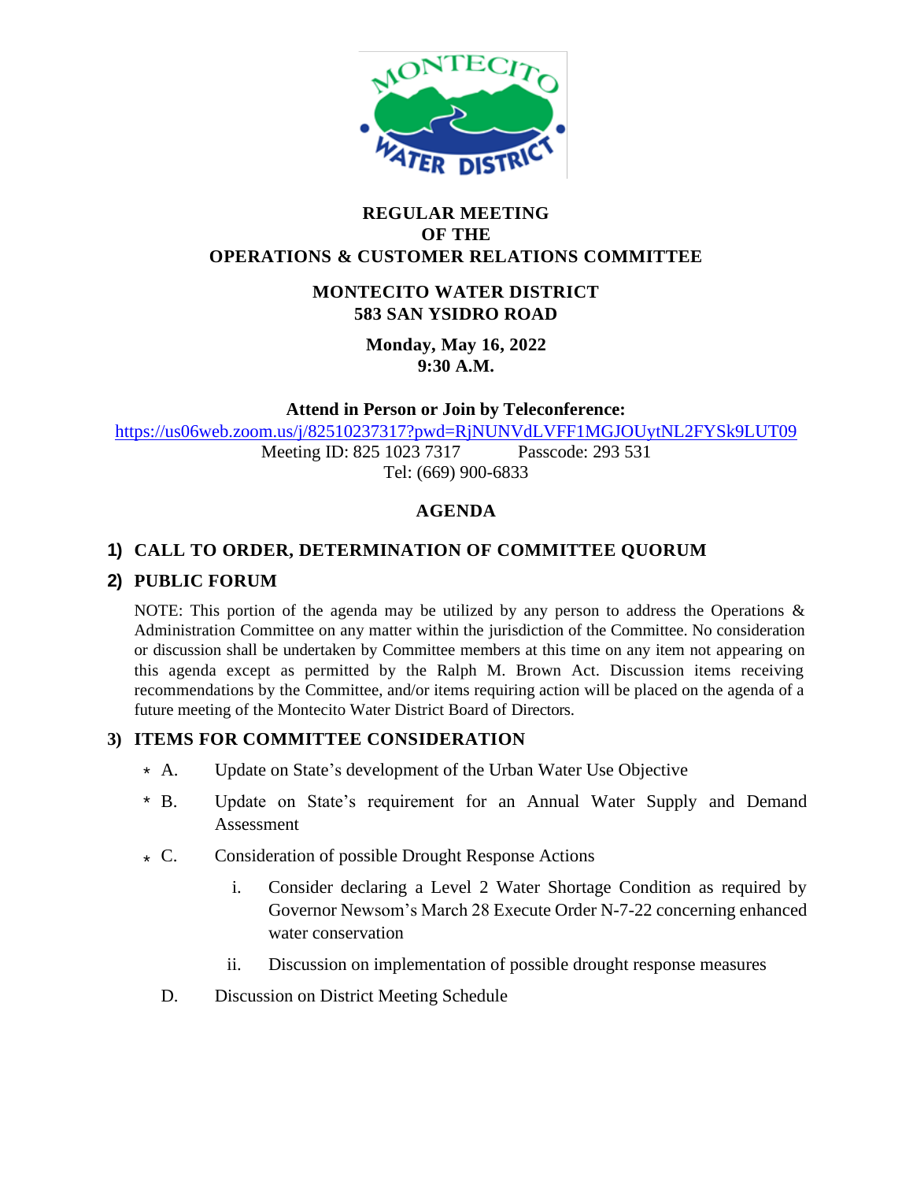**REGULAR MEETING**
**OF THE**
**OPERATIONS & CUSTOMER RELATIONS COMMITTEE**

**MONTECITO WATER DISTRICT**
**583 SAN YSIDRO ROAD**

**Monday, May 16, 2022**
**9:30 A.M.**

**Attend in Person or Join by Teleconference:**

https://us06web.zoom.us/j/82510237317?pwd=RjNUNVdLVFF1MGJOUytNL2FYSk9LUT09

Meeting ID: 825 1023 7317 Passcode: 293 531

Tel: (669) 900-6833

## AGENDA

## 1) CALL TO ORDER, DETERMINATION OF COMMITTEE QUORUM

## 2) PUBLIC FORUM

NOTE: This portion of the agenda may be utilized by any person to address the Operations & Administration Committee on any matter within the jurisdiction of the Committee. No consideration or discussion shall be undertaken by Committee members at this time on any item not appearing on this agenda except as permitted by the Ralph M. Brown Act. Discussion items receiving recommendations by the Committee, and/or items requiring action will be placed on the agenda of a future meeting of the Montecito Water District Board of Directors.

## 3) ITEMS FOR COMMITTEE CONSIDERATION

\* A. Update on State's development of the Urban Water Use Objective

\* B. Update on State's requirement for an Annual Water Supply and Demand Assessment

\* C. Consideration of possible Drought Response Actions

i. Consider declaring a Level 2 Water Shortage Condition as required by Governor Newsom's March 28 Execute Order N-7-22 concerning enhanced water conservation

ii. Discussion on implementation of possible drought response measures

D. Discussion on District Meeting Schedule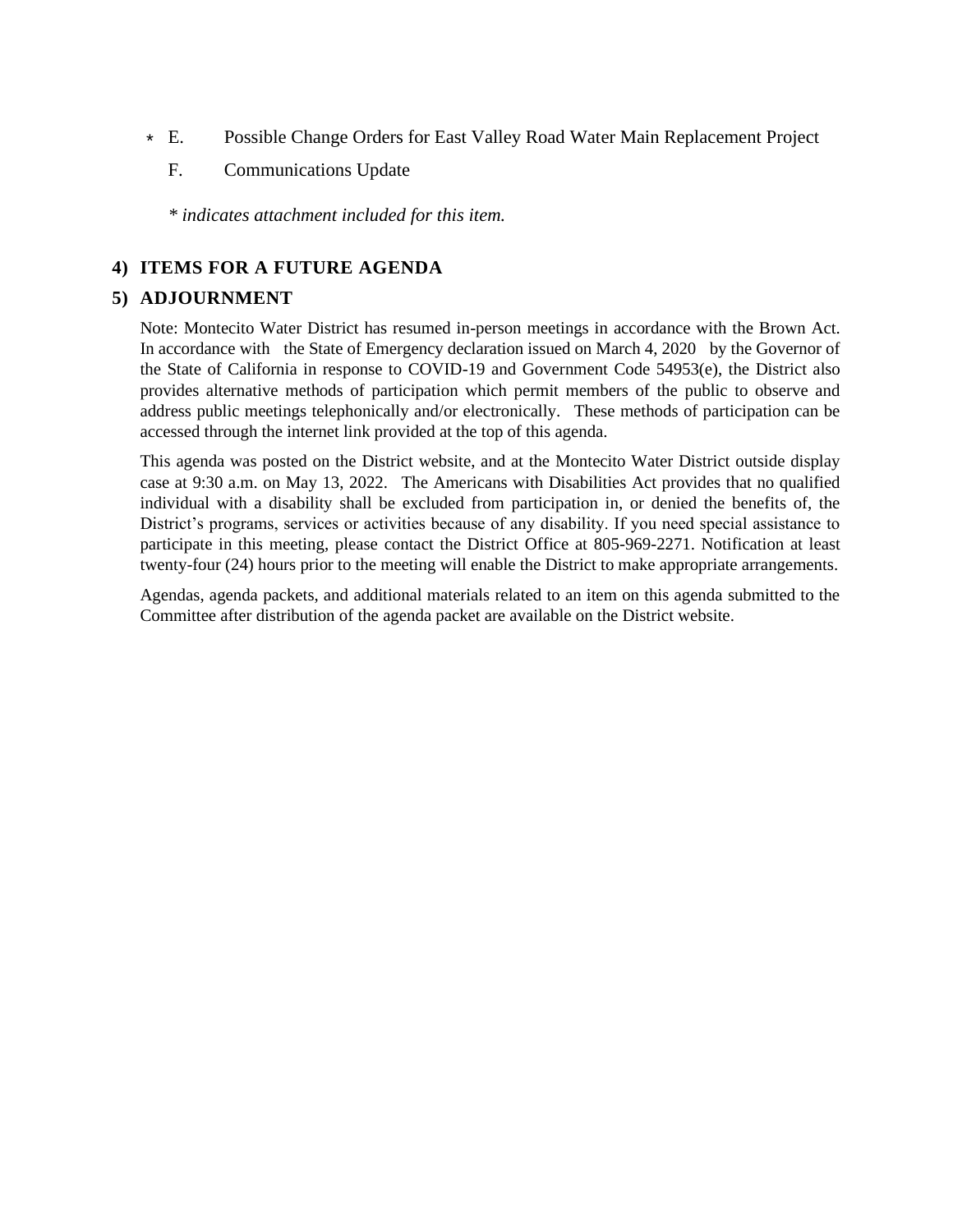- \* E. Possible Change Orders for East Valley Road Water Main Replacement Project
- F. Communications Update

*\* indicates attachment included for this item.*

## 4) ITEMS FOR A FUTURE AGENDA

## 5) ADJOURNMENT

Note: Montecito Water District has resumed in-person meetings in accordance with the Brown Act. In accordance with the State of Emergency declaration issued on March 4, 2020 by the Governor of the State of California in response to COVID-19 and Government Code 54953(e), the District also provides alternative methods of participation which permit members of the public to observe and address public meetings telephonically and/or electronically. These methods of participation can be accessed through the internet link provided at the top of this agenda.

This agenda was posted on the District website, and at the Montecito Water District outside display case at 9:30 a.m. on May 13, 2022. The Americans with Disabilities Act provides that no qualified individual with a disability shall be excluded from participation in, or denied the benefits of, the District's programs, services or activities because of any disability. If you need special assistance to participate in this meeting, please contact the District Office at 805-969-2271. Notification at least twenty-four (24) hours prior to the meeting will enable the District to make appropriate arrangements.

Agendas, agenda packets, and additional materials related to an item on this agenda submitted to the Committee after distribution of the agenda packet are available on the District website.